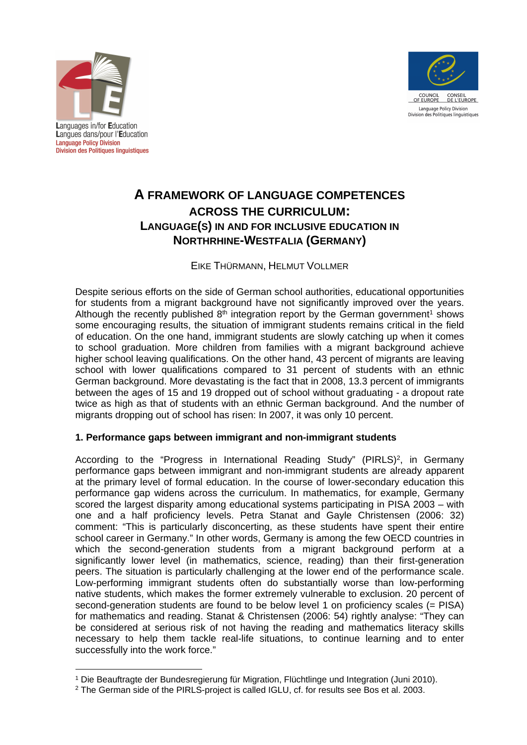Languages in/for Education
Langues dans/pour l'Education
Language Policy Division
Division des Politiques linguistiques

COUNCIL OF EUROPE CONSEIL DE L'EUROPE
Language Policy Division
Division des Politiques linguistiques

# A FRAMEWORK OF LANGUAGE COMPETENCES ACROSS THE CURRICULUM: LANGUAGE(S) IN AND FOR INCLUSIVE EDUCATION IN NORTHRHINE-WESTFALIA (GERMANY)

EIKE THÜRMANN, HELMUT VOLLMER

Despite serious efforts on the side of German school authorities, educational opportunities for students from a migrant background have not significantly improved over the years. Although the recently published 8th integration report by the German government[1] shows some encouraging results, the situation of immigrant students remains critical in the field of education. On the one hand, immigrant students are slowly catching up when it comes to school graduation. More children from families with a migrant background achieve higher school leaving qualifications. On the other hand, 43 percent of migrants are leaving school with lower qualifications compared to 31 percent of students with an ethnic German background. More devastating is the fact that in 2008, 13.3 percent of immigrants between the ages of 15 and 19 dropped out of school without graduating - a dropout rate twice as high as that of students with an ethnic German background. And the number of migrants dropping out of school has risen: In 2007, it was only 10 percent.

## 1. Performance gaps between immigrant and non-immigrant students

According to the "Progress in International Reading Study" (PIRLS)[2], in Germany performance gaps between immigrant and non-immigrant students are already apparent at the primary level of formal education. In the course of lower-secondary education this performance gap widens across the curriculum. In mathematics, for example, Germany scored the largest disparity among educational systems participating in PISA 2003 – with one and a half proficiency levels. Petra Stanat and Gayle Christensen (2006: 32) comment: "This is particularly disconcerting, as these students have spent their entire school career in Germany." In other words, Germany is among the few OECD countries in which the second-generation students from a migrant background perform at a significantly lower level (in mathematics, science, reading) than their first-generation peers. The situation is particularly challenging at the lower end of the performance scale. Low-performing immigrant students often do substantially worse than low-performing native students, which makes the former extremely vulnerable to exclusion. 20 percent of second-generation students are found to be below level 1 on proficiency scales (= PISA) for mathematics and reading. Stanat & Christensen (2006: 54) rightly analyse: "They can be considered at serious risk of not having the reading and mathematics literacy skills necessary to help them tackle real-life situations, to continue learning and to enter successfully into the work force."

---

[1] Die Beauftragte der Bundesregierung für Migration, Flüchtlinge und Integration (Juni 2010).

[2] The German side of the PIRLS-project is called IGLU, cf. for results see Bos et al. 2003.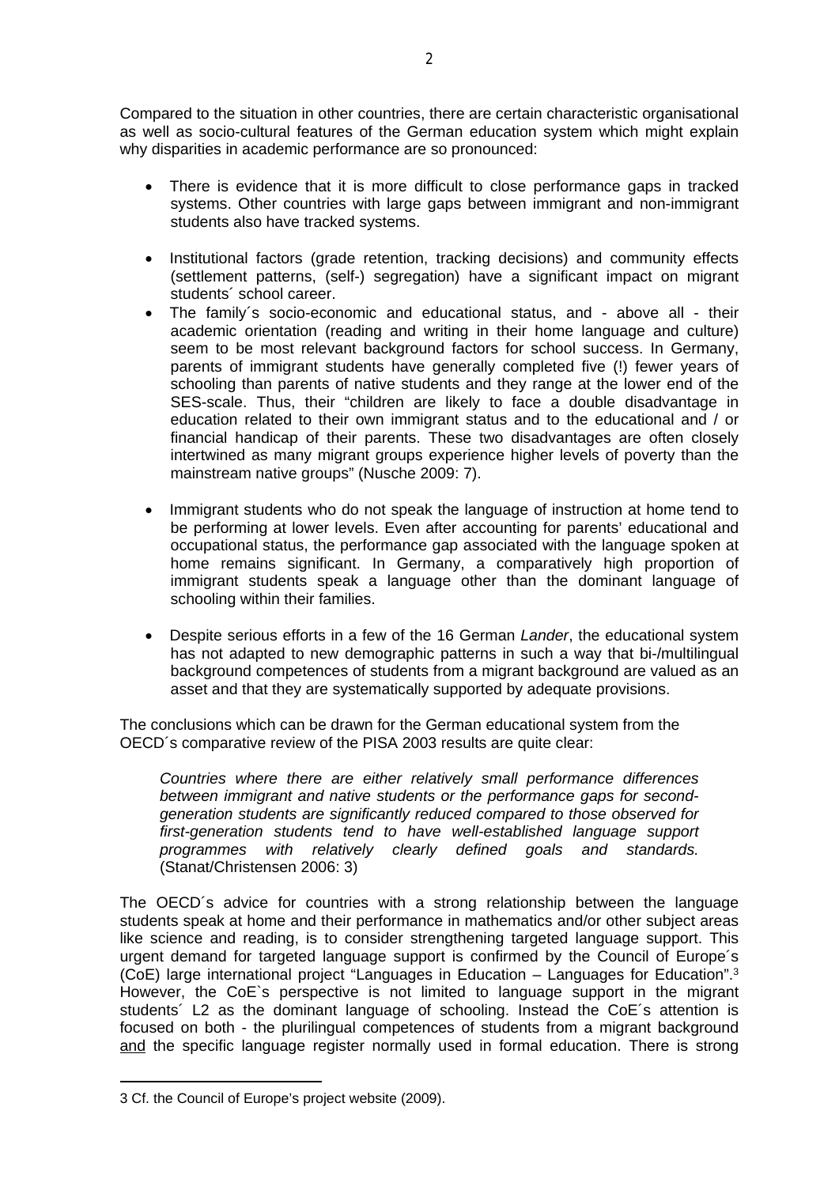Compared to the situation in other countries, there are certain characteristic organisational as well as socio-cultural features of the German education system which might explain why disparities in academic performance are so pronounced:

- There is evidence that it is more difficult to close performance gaps in tracked systems. Other countries with large gaps between immigrant and non-immigrant students also have tracked systems.
- Institutional factors (grade retention, tracking decisions) and community effects (settlement patterns, (self-) segregation) have a significant impact on migrant students´ school career.
- The family´s socio-economic and educational status, and - above all - their academic orientation (reading and writing in their home language and culture) seem to be most relevant background factors for school success. In Germany, parents of immigrant students have generally completed five (!) fewer years of schooling than parents of native students and they range at the lower end of the SES-scale. Thus, their "children are likely to face a double disadvantage in education related to their own immigrant status and to the educational and / or financial handicap of their parents. These two disadvantages are often closely intertwined as many migrant groups experience higher levels of poverty than the mainstream native groups" (Nusche 2009: 7).
- Immigrant students who do not speak the language of instruction at home tend to be performing at lower levels. Even after accounting for parents' educational and occupational status, the performance gap associated with the language spoken at home remains significant. In Germany, a comparatively high proportion of immigrant students speak a language other than the dominant language of schooling within their families.
- Despite serious efforts in a few of the 16 German *Lander*, the educational system has not adapted to new demographic patterns in such a way that bi-/multilingual background competences of students from a migrant background are valued as an asset and that they are systematically supported by adequate provisions.

The conclusions which can be drawn for the German educational system from the OECD´s comparative review of the PISA 2003 results are quite clear:

> *Countries where there are either relatively small performance differences between immigrant and native students or the performance gaps for second-generation students are significantly reduced compared to those observed for first-generation students tend to have well-established language support programmes with relatively clearly defined goals and standards.* (Stanat/Christensen 2006: 3)

The OECD´s advice for countries with a strong relationship between the language students speak at home and their performance in mathematics and/or other subject areas like science and reading, is to consider strengthening targeted language support. This urgent demand for targeted language support is confirmed by the Council of Europe´s (CoE) large international project "Languages in Education – Languages for Education".[3] However, the CoE`s perspective is not limited to language support in the migrant students´ L2 as the dominant language of schooling. Instead the CoE´s attention is focused on both - the plurilingual competences of students from a migrant background and the specific language register normally used in formal education. There is strong

---

3 Cf. the Council of Europe's project website (2009).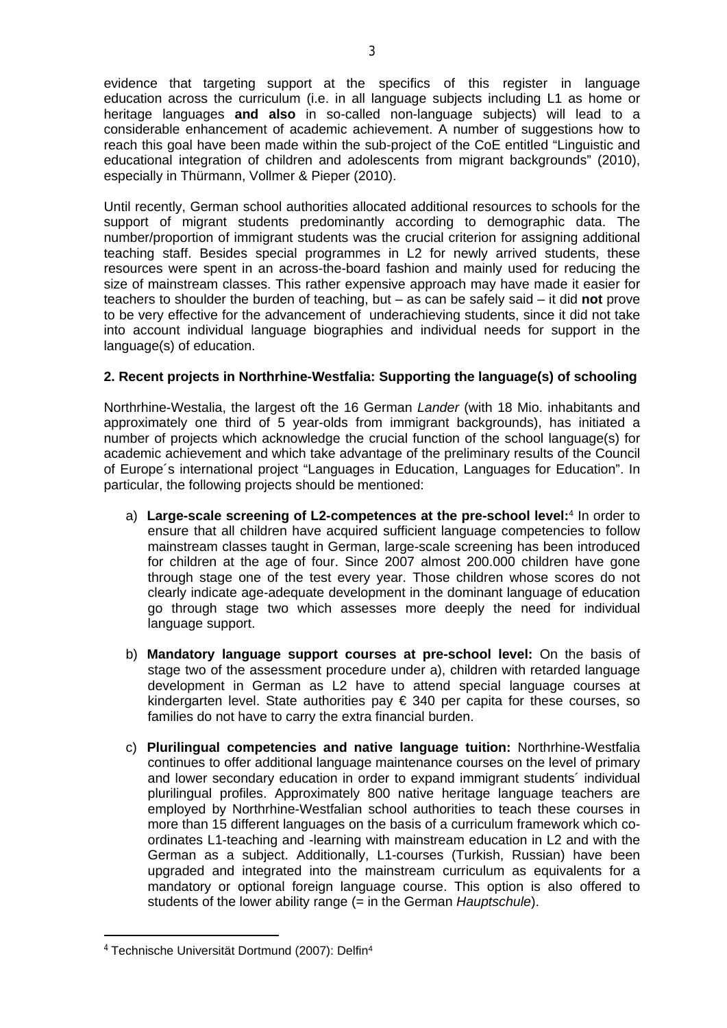evidence that targeting support at the specifics of this register in language education across the curriculum (i.e. in all language subjects including L1 as home or heritage languages **and also** in so-called non-language subjects) will lead to a considerable enhancement of academic achievement. A number of suggestions how to reach this goal have been made within the sub-project of the CoE entitled "Linguistic and educational integration of children and adolescents from migrant backgrounds" (2010), especially in Thürmann, Vollmer & Pieper (2010).

Until recently, German school authorities allocated additional resources to schools for the support of migrant students predominantly according to demographic data. The number/proportion of immigrant students was the crucial criterion for assigning additional teaching staff. Besides special programmes in L2 for newly arrived students, these resources were spent in an across-the-board fashion and mainly used for reducing the size of mainstream classes. This rather expensive approach may have made it easier for teachers to shoulder the burden of teaching, but – as can be safely said – it did **not** prove to be very effective for the advancement of underachieving students, since it did not take into account individual language biographies and individual needs for support in the language(s) of education.

## 2. Recent projects in Northrhine-Westfalia: Supporting the language(s) of schooling

Northrhine-Westalia, the largest oft the 16 German *Lander* (with 18 Mio. inhabitants and approximately one third of 5 year-olds from immigrant backgrounds), has initiated a number of projects which acknowledge the crucial function of the school language(s) for academic achievement and which take advantage of the preliminary results of the Council of Europe´s international project "Languages in Education, Languages for Education". In particular, the following projects should be mentioned:

a) **Large-scale screening of L2-competences at the pre-school level:**[4] In order to ensure that all children have acquired sufficient language competencies to follow mainstream classes taught in German, large-scale screening has been introduced for children at the age of four. Since 2007 almost 200.000 children have gone through stage one of the test every year. Those children whose scores do not clearly indicate age-adequate development in the dominant language of education go through stage two which assesses more deeply the need for individual language support.

b) **Mandatory language support courses at pre-school level:** On the basis of stage two of the assessment procedure under a), children with retarded language development in German as L2 have to attend special language courses at kindergarten level. State authorities pay € 340 per capita for these courses, so families do not have to carry the extra financial burden.

c) **Plurilingual competencies and native language tuition:** Northrhine-Westfalia continues to offer additional language maintenance courses on the level of primary and lower secondary education in order to expand immigrant students´ individual plurilingual profiles. Approximately 800 native heritage language teachers are employed by Northrhine-Westfalian school authorities to teach these courses in more than 15 different languages on the basis of a curriculum framework which co-ordinates L1-teaching and -learning with mainstream education in L2 and with the German as a subject. Additionally, L1-courses (Turkish, Russian) have been upgraded and integrated into the mainstream curriculum as equivalents for a mandatory or optional foreign language course. This option is also offered to students of the lower ability range (= in the German *Hauptschule*).

[4] Technische Universität Dortmund (2007): Delfin4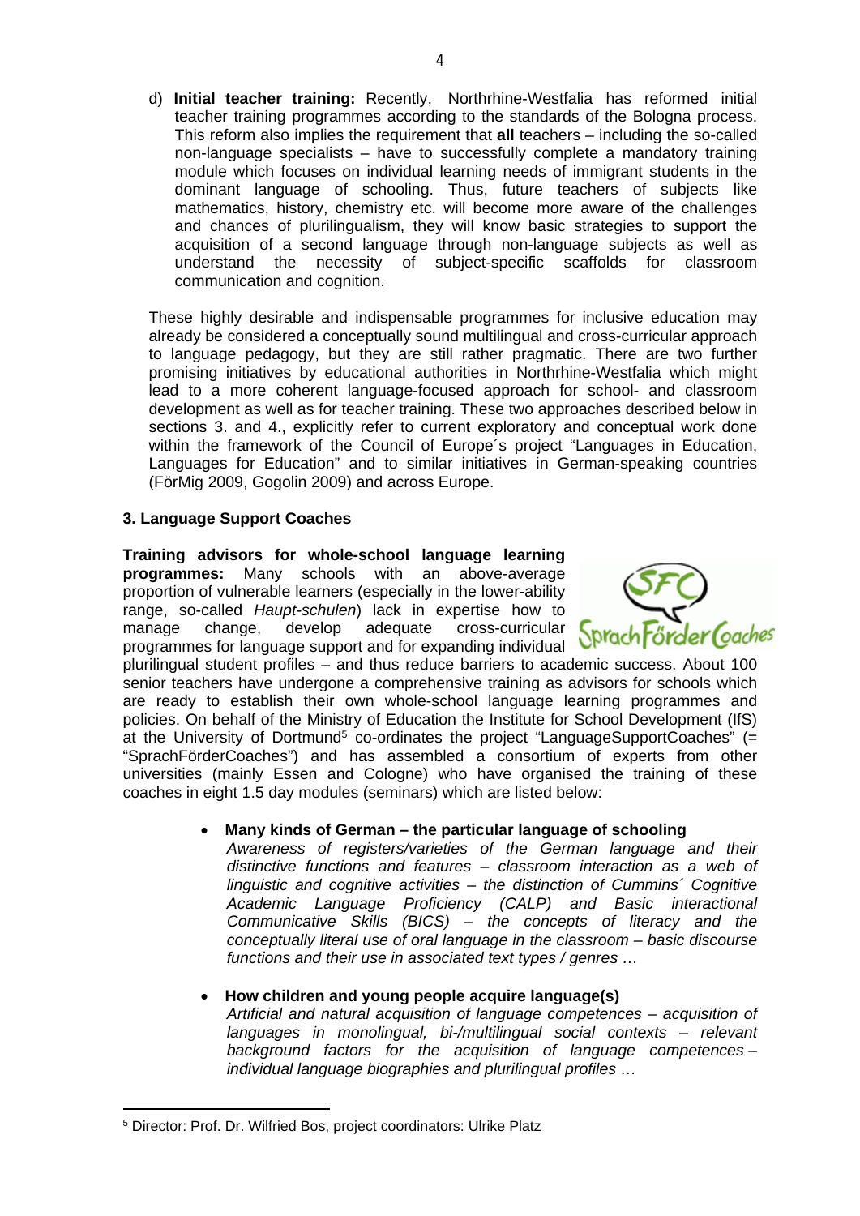d) **Initial teacher training:** Recently, Northrhine-Westfalia has reformed initial teacher training programmes according to the standards of the Bologna process. This reform also implies the requirement that **all** teachers – including the so-called non-language specialists – have to successfully complete a mandatory training module which focuses on individual learning needs of immigrant students in the dominant language of schooling. Thus, future teachers of subjects like mathematics, history, chemistry etc. will become more aware of the challenges and chances of plurilingualism, they will know basic strategies to support the acquisition of a second language through non-language subjects as well as understand the necessity of subject-specific scaffolds for classroom communication and cognition.

These highly desirable and indispensable programmes for inclusive education may already be considered a conceptually sound multilingual and cross-curricular approach to language pedagogy, but they are still rather pragmatic. There are two further promising initiatives by educational authorities in Northrhine-Westfalia which might lead to a more coherent language-focused approach for school- and classroom development as well as for teacher training. These two approaches described below in sections 3. and 4., explicitly refer to current exploratory and conceptual work done within the framework of the Council of Europe´s project "Languages in Education, Languages for Education" and to similar initiatives in German-speaking countries (FörMig 2009, Gogolin 2009) and across Europe.

### 3. Language Support Coaches

**Training advisors for whole-school language learning programmes:** Many schools with an above-average proportion of vulnerable learners (especially in the lower-ability range, so-called *Haupt-schulen*) lack in expertise how to manage change, develop adequate cross-curricular programmes for language support and for expanding individual plurilingual student profiles – and thus reduce barriers to academic success. About 100 senior teachers have undergone a comprehensive training as advisors for schools which are ready to establish their own whole-school language learning programmes and policies. On behalf of the Ministry of Education the Institute for School Development (IfS) at the University of Dortmund[5] co-ordinates the project "LanguageSupportCoaches" (= "SprachFörderCoaches") and has assembled a consortium of experts from other universities (mainly Essen and Cologne) who have organised the training of these coaches in eight 1.5 day modules (seminars) which are listed below:

- **Many kinds of German – the particular language of schooling**
  *Awareness of registers/varieties of the German language and their distinctive functions and features – classroom interaction as a web of linguistic and cognitive activities – the distinction of Cummins´ Cognitive Academic Language Proficiency (CALP) and Basic interactional Communicative Skills (BICS) – the concepts of literacy and the conceptually literal use of oral language in the classroom – basic discourse functions and their use in associated text types / genres …*

- **How children and young people acquire language(s)**
  *Artificial and natural acquisition of language competences – acquisition of languages in monolingual, bi-/multilingual social contexts – relevant background factors for the acquisition of language competences – individual language biographies and plurilingual profiles …*

---

[5] Director: Prof. Dr. Wilfried Bos, project coordinators: Ulrike Platz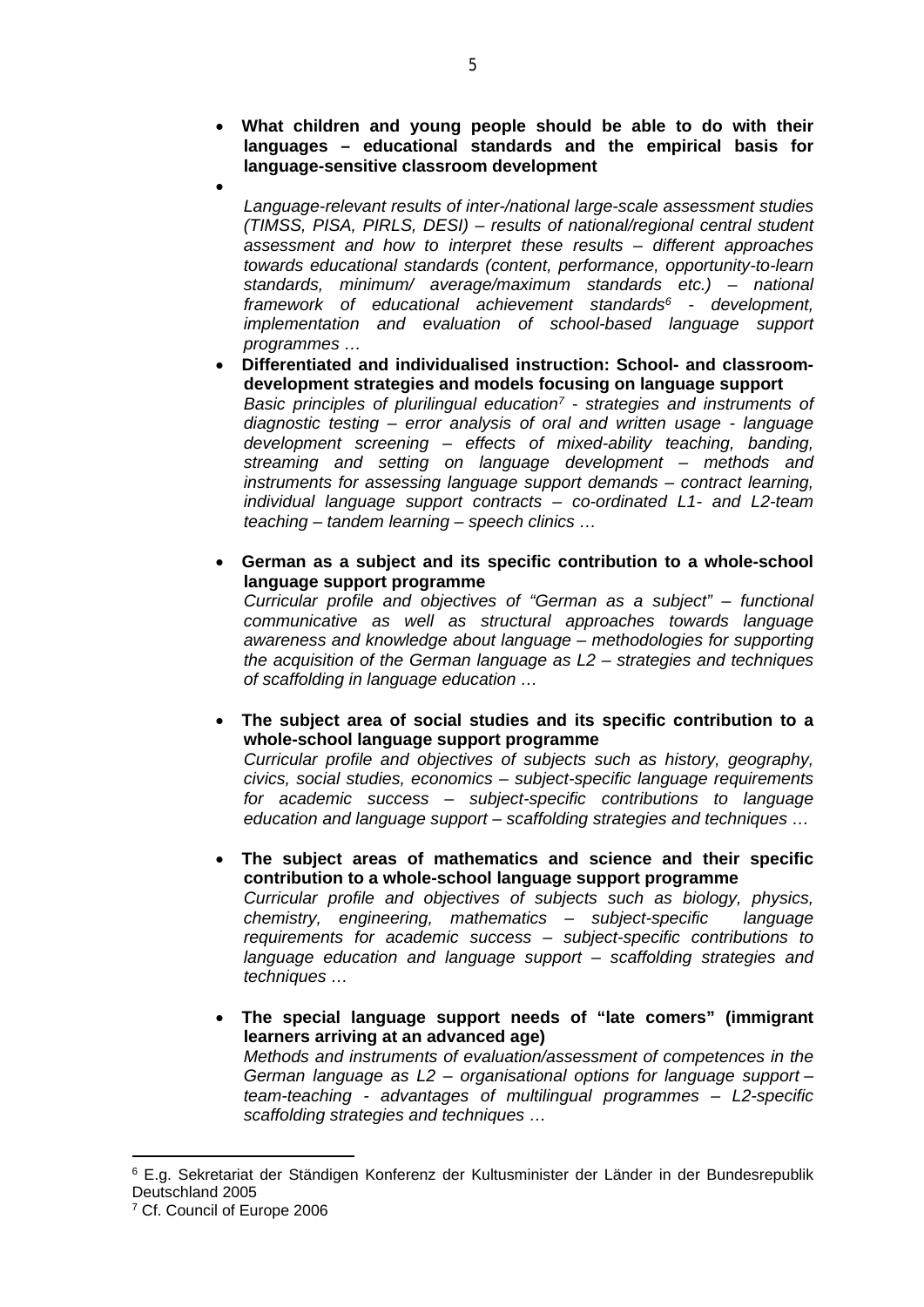- **What children and young people should be able to do with their languages – educational standards and the empirical basis for language-sensitive classroom development**
- *Language-relevant results of inter-/national large-scale assessment studies (TIMSS, PISA, PIRLS, DESI) – results of national/regional central student assessment and how to interpret these results – different approaches towards educational standards (content, performance, opportunity-to-learn standards, minimum/ average/maximum standards etc.) – national framework of educational achievement standards[6] - development, implementation and evaluation of school-based language support programmes …*
- **Differentiated and individualised instruction: School- and classroom-development strategies and models focusing on language support**
  *Basic principles of plurilingual education[7] - strategies and instruments of diagnostic testing – error analysis of oral and written usage - language development screening – effects of mixed-ability teaching, banding, streaming and setting on language development – methods and instruments for assessing language support demands – contract learning, individual language support contracts – co-ordinated L1- and L2-team teaching – tandem learning – speech clinics …*

- **German as a subject and its specific contribution to a whole-school language support programme**
  *Curricular profile and objectives of "German as a subject" – functional communicative as well as structural approaches towards language awareness and knowledge about language – methodologies for supporting the acquisition of the German language as L2 – strategies and techniques of scaffolding in language education …*

- **The subject area of social studies and its specific contribution to a whole-school language support programme**
  *Curricular profile and objectives of subjects such as history, geography, civics, social studies, economics – subject-specific language requirements for academic success – subject-specific contributions to language education and language support – scaffolding strategies and techniques …*

- **The subject areas of mathematics and science and their specific contribution to a whole-school language support programme**
  *Curricular profile and objectives of subjects such as biology, physics, chemistry, engineering, mathematics – subject-specific language requirements for academic success – subject-specific contributions to language education and language support – scaffolding strategies and techniques …*

- **The special language support needs of "late comers" (immigrant learners arriving at an advanced age)**
  *Methods and instruments of evaluation/assessment of competences in the German language as L2 – organisational options for language support – team-teaching - advantages of multilingual programmes – L2-specific scaffolding strategies and techniques …*

---

[6] E.g. Sekretariat der Ständigen Konferenz der Kultusminister der Länder in der Bundesrepublik Deutschland 2005

[7] Cf. Council of Europe 2006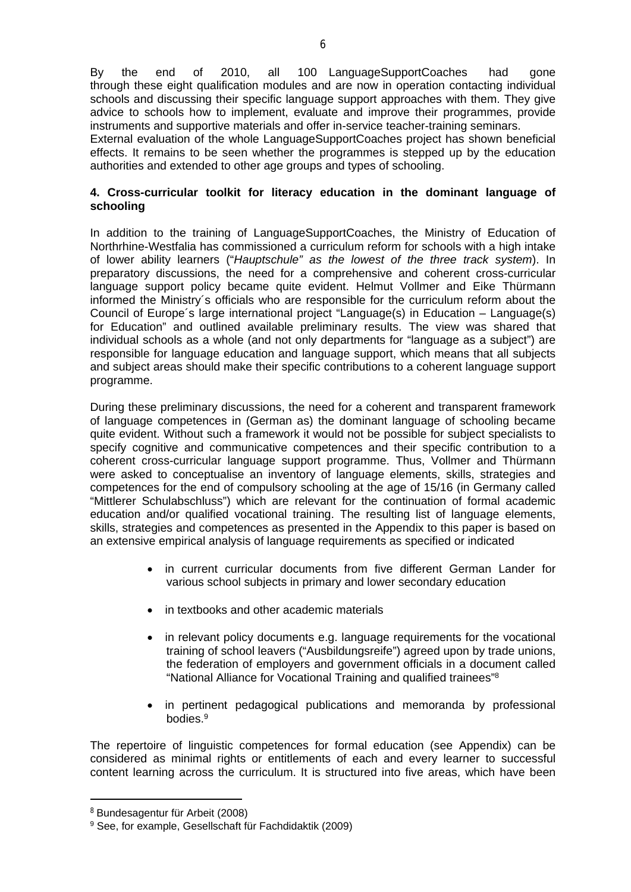By the end of 2010, all 100 LanguageSupportCoaches had gone through these eight qualification modules and are now in operation contacting individual schools and discussing their specific language support approaches with them. They give advice to schools how to implement, evaluate and improve their programmes, provide instruments and supportive materials and offer in-service teacher-training seminars.
External evaluation of the whole LanguageSupportCoaches project has shown beneficial effects. It remains to be seen whether the programmes is stepped up by the education authorities and extended to other age groups and types of schooling.

**4. Cross-curricular toolkit for literacy education in the dominant language of schooling**

In addition to the training of LanguageSupportCoaches, the Ministry of Education of Northrhine-Westfalia has commissioned a curriculum reform for schools with a high intake of lower ability learners ("*Hauptschule" as the lowest of the three track system*). In preparatory discussions, the need for a comprehensive and coherent cross-curricular language support policy became quite evident. Helmut Vollmer and Eike Thürmann informed the Ministry´s officials who are responsible for the curriculum reform about the Council of Europe´s large international project "Language(s) in Education – Language(s) for Education" and outlined available preliminary results. The view was shared that individual schools as a whole (and not only departments for "language as a subject") are responsible for language education and language support, which means that all subjects and subject areas should make their specific contributions to a coherent language support programme.

During these preliminary discussions, the need for a coherent and transparent framework of language competences in (German as) the dominant language of schooling became quite evident. Without such a framework it would not be possible for subject specialists to specify cognitive and communicative competences and their specific contribution to a coherent cross-curricular language support programme. Thus, Vollmer and Thürmann were asked to conceptualise an inventory of language elements, skills, strategies and competences for the end of compulsory schooling at the age of 15/16 (in Germany called "Mittlerer Schulabschluss") which are relevant for the continuation of formal academic education and/or qualified vocational training. The resulting list of language elements, skills, strategies and competences as presented in the Appendix to this paper is based on an extensive empirical analysis of language requirements as specified or indicated

- in current curricular documents from five different German Lander for various school subjects in primary and lower secondary education
- in textbooks and other academic materials
- in relevant policy documents e.g. language requirements for the vocational training of school leavers ("Ausbildungsreife") agreed upon by trade unions, the federation of employers and government officials in a document called "National Alliance for Vocational Training and qualified trainees"[8]
- in pertinent pedagogical publications and memoranda by professional bodies.[9]

The repertoire of linguistic competences for formal education (see Appendix) can be considered as minimal rights or entitlements of each and every learner to successful content learning across the curriculum. It is structured into five areas, which have been

[8] Bundesagentur für Arbeit (2008)

[9] See, for example, Gesellschaft für Fachdidaktik (2009)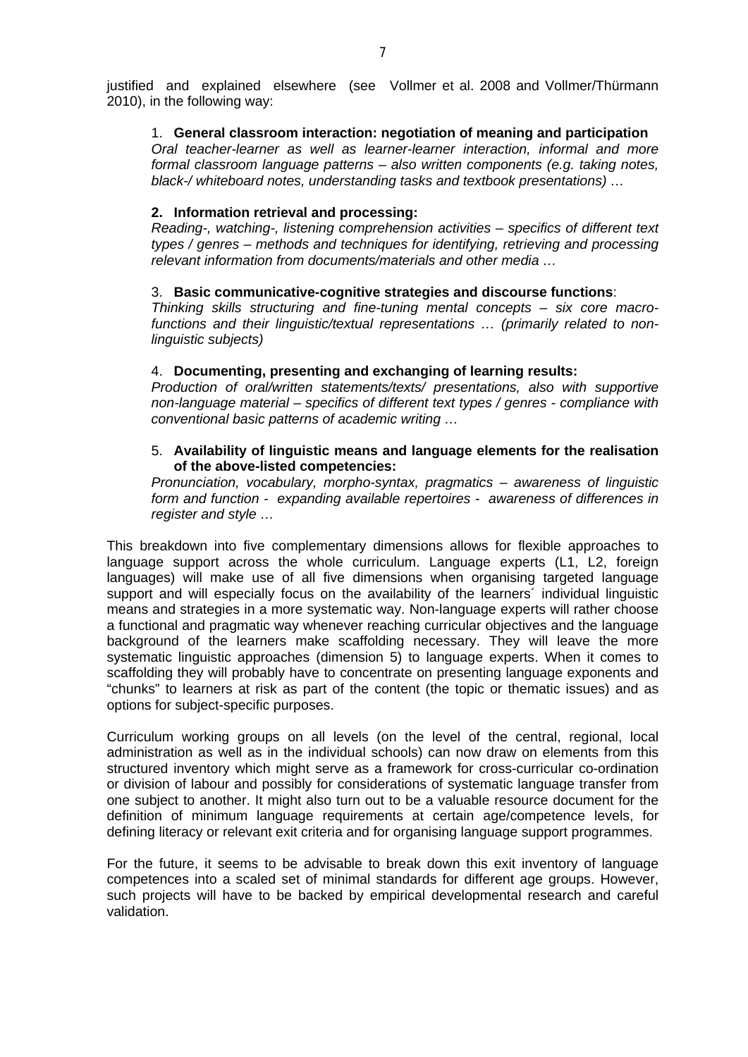justified and explained elsewhere (see Vollmer et al. 2008 and Vollmer/Thürmann 2010), in the following way:

1. **General classroom interaction: negotiation of meaning and participation**
   *Oral teacher-learner as well as learner-learner interaction, informal and more formal classroom language patterns – also written components (e.g. taking notes, black-/ whiteboard notes, understanding tasks and textbook presentations) …*

2. **Information retrieval and processing:**
   *Reading-, watching-, listening comprehension activities – specifics of different text types / genres – methods and techniques for identifying, retrieving and processing relevant information from documents/materials and other media …*

3. **Basic communicative-cognitive strategies and discourse functions**:
   *Thinking skills structuring and fine-tuning mental concepts – six core macro-functions and their linguistic/textual representations … (primarily related to non-linguistic subjects)*

4. **Documenting, presenting and exchanging of learning results:**
   *Production of oral/written statements/texts/ presentations, also with supportive non-language material – specifics of different text types / genres - compliance with conventional basic patterns of academic writing …*

5. **Availability of linguistic means and language elements for the realisation of the above-listed competencies:**
   *Pronunciation, vocabulary, morpho-syntax, pragmatics – awareness of linguistic form and function - expanding available repertoires - awareness of differences in register and style …*

This breakdown into five complementary dimensions allows for flexible approaches to language support across the whole curriculum. Language experts (L1, L2, foreign languages) will make use of all five dimensions when organising targeted language support and will especially focus on the availability of the learners´ individual linguistic means and strategies in a more systematic way. Non-language experts will rather choose a functional and pragmatic way whenever reaching curricular objectives and the language background of the learners make scaffolding necessary. They will leave the more systematic linguistic approaches (dimension 5) to language experts. When it comes to scaffolding they will probably have to concentrate on presenting language exponents and "chunks" to learners at risk as part of the content (the topic or thematic issues) and as options for subject-specific purposes.

Curriculum working groups on all levels (on the level of the central, regional, local administration as well as in the individual schools) can now draw on elements from this structured inventory which might serve as a framework for cross-curricular co-ordination or division of labour and possibly for considerations of systematic language transfer from one subject to another. It might also turn out to be a valuable resource document for the definition of minimum language requirements at certain age/competence levels, for defining literacy or relevant exit criteria and for organising language support programmes.

For the future, it seems to be advisable to break down this exit inventory of language competences into a scaled set of minimal standards for different age groups. However, such projects will have to be backed by empirical developmental research and careful validation.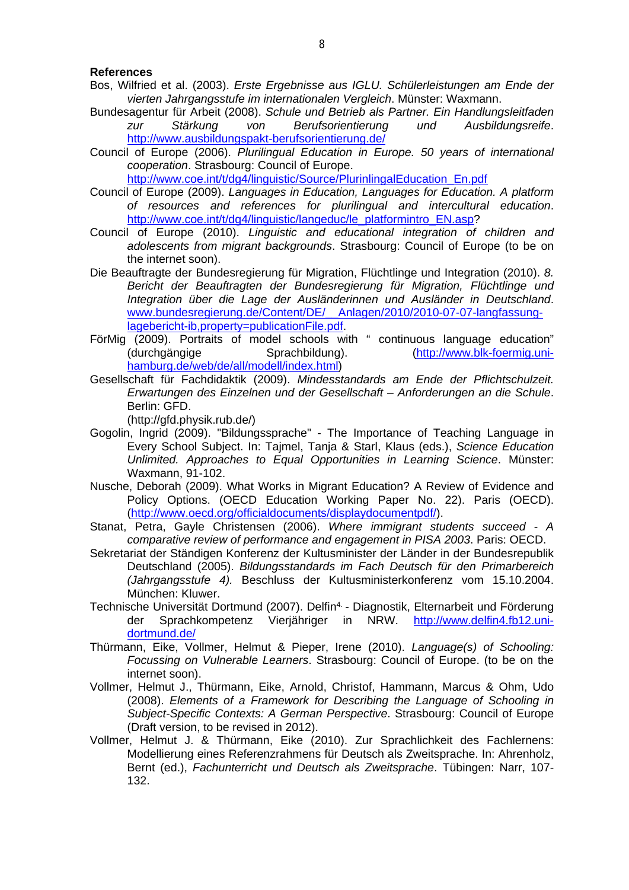**References**

Bos, Wilfried et al. (2003). *Erste Ergebnisse aus IGLU. Schülerleistungen am Ende der vierten Jahrgangsstufe im internationalen Vergleich*. Münster: Waxmann.

Bundesagentur für Arbeit (2008). *Schule und Betrieb als Partner. Ein Handlungsleitfaden zur Stärkung von Berufsorientierung und Ausbildungsreife*. http://www.ausbildungspakt-berufsorientierung.de/

Council of Europe (2006). *Plurilingual Education in Europe. 50 years of international cooperation*. Strasbourg: Council of Europe. http://www.coe.int/t/dg4/linguistic/Source/PlurinlingalEducation_En.pdf

Council of Europe (2009). *Languages in Education, Languages for Education. A platform of resources and references for plurilingual and intercultural education*. http://www.coe.int/t/dg4/linguistic/langeduc/le_platformintro_EN.asp?

Council of Europe (2010). *Linguistic and educational integration of children and adolescents from migrant backgrounds*. Strasbourg: Council of Europe (to be on the internet soon).

Die Beauftragte der Bundesregierung für Migration, Flüchtlinge und Integration (2010). *8. Bericht der Beauftragten der Bundesregierung für Migration, Flüchtlinge und Integration über die Lage der Ausländerinnen und Ausländer in Deutschland*. www.bundesregierung.de/Content/DE/__Anlagen/2010/2010-07-07-langfassung-lagebericht-ib,property=publicationFile.pdf.

FörMig (2009). Portraits of model schools with " continuous language education" (durchgängige Sprachbildung). (http://www.blk-foermig.uni-hamburg.de/web/de/all/modell/index.html)

Gesellschaft für Fachdidaktik (2009). *Mindeststandards am Ende der Pflichtschulzeit. Erwartungen des Einzelnen und der Gesellschaft – Anforderungen an die Schule*. Berlin: GFD. (http://gfd.physik.rub.de/)

Gogolin, Ingrid (2009). "Bildungssprache" - The Importance of Teaching Language in Every School Subject. In: Tajmel, Tanja & Starl, Klaus (eds.), *Science Education Unlimited. Approaches to Equal Opportunities in Learning Science*. Münster: Waxmann, 91-102.

Nusche, Deborah (2009). What Works in Migrant Education? A Review of Evidence and Policy Options. (OECD Education Working Paper No. 22). Paris (OECD). (http://www.oecd.org/officialdocuments/displaydocumentpdf/).

Stanat, Petra, Gayle Christensen (2006). *Where immigrant students succeed - A comparative review of performance and engagement in PISA 2003*. Paris: OECD.

Sekretariat der Ständigen Konferenz der Kultusminister der Länder in der Bundesrepublik Deutschland (2005). *Bildungsstandards im Fach Deutsch für den Primarbereich (Jahrgangsstufe 4).* Beschluss der Kultusministerkonferenz vom 15.10.2004. München: Kluwer.

Technische Universität Dortmund (2007). Delfin[4.] - Diagnostik, Elternarbeit und Förderung der Sprachkompetenz Vierjähriger in NRW. http://www.delfin4.fb12.uni-dortmund.de/

Thürmann, Eike, Vollmer, Helmut & Pieper, Irene (2010). *Language(s) of Schooling: Focussing on Vulnerable Learners*. Strasbourg: Council of Europe. (to be on the internet soon).

Vollmer, Helmut J., Thürmann, Eike, Arnold, Christof, Hammann, Marcus & Ohm, Udo (2008). *Elements of a Framework for Describing the Language of Schooling in Subject-Specific Contexts: A German Perspective*. Strasbourg: Council of Europe (Draft version, to be revised in 2012).

Vollmer, Helmut J. & Thürmann, Eike (2010). Zur Sprachlichkeit des Fachlernens: Modellierung eines Referenzrahmens für Deutsch als Zweitsprache. In: Ahrenholz, Bernt (ed.), *Fachunterricht und Deutsch als Zweitsprache*. Tübingen: Narr, 107-132.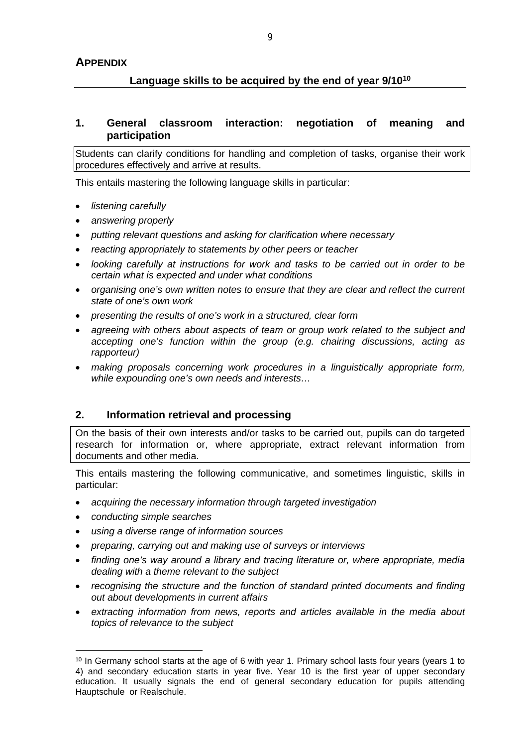## APPENDIX

### Language skills to be acquired by the end of year 9/10[10]

### 1. General classroom interaction: negotiation of meaning and participation

Students can clarify conditions for handling and completion of tasks, organise their work procedures effectively and arrive at results.

This entails mastering the following language skills in particular:

- *listening carefully*
- *answering properly*
- *putting relevant questions and asking for clarification where necessary*
- *reacting appropriately to statements by other peers or teacher*
- *looking carefully at instructions for work and tasks to be carried out in order to be certain what is expected and under what conditions*
- *organising one's own written notes to ensure that they are clear and reflect the current state of one's own work*
- *presenting the results of one's work in a structured, clear form*
- *agreeing with others about aspects of team or group work related to the subject and accepting one's function within the group (e.g. chairing discussions, acting as rapporteur)*
- *making proposals concerning work procedures in a linguistically appropriate form, while expounding one's own needs and interests…*

### 2. Information retrieval and processing

On the basis of their own interests and/or tasks to be carried out, pupils can do targeted research for information or, where appropriate, extract relevant information from documents and other media.

This entails mastering the following communicative, and sometimes linguistic, skills in particular:

- *acquiring the necessary information through targeted investigation*
- *conducting simple searches*
- *using a diverse range of information sources*
- *preparing, carrying out and making use of surveys or interviews*
- *finding one's way around a library and tracing literature or, where appropriate, media dealing with a theme relevant to the subject*
- *recognising the structure and the function of standard printed documents and finding out about developments in current affairs*
- *extracting information from news, reports and articles available in the media about topics of relevance to the subject*

---

[10] In Germany school starts at the age of 6 with year 1. Primary school lasts four years (years 1 to 4) and secondary education starts in year five. Year 10 is the first year of upper secondary education. It usually signals the end of general secondary education for pupils attending Hauptschule or Realschule.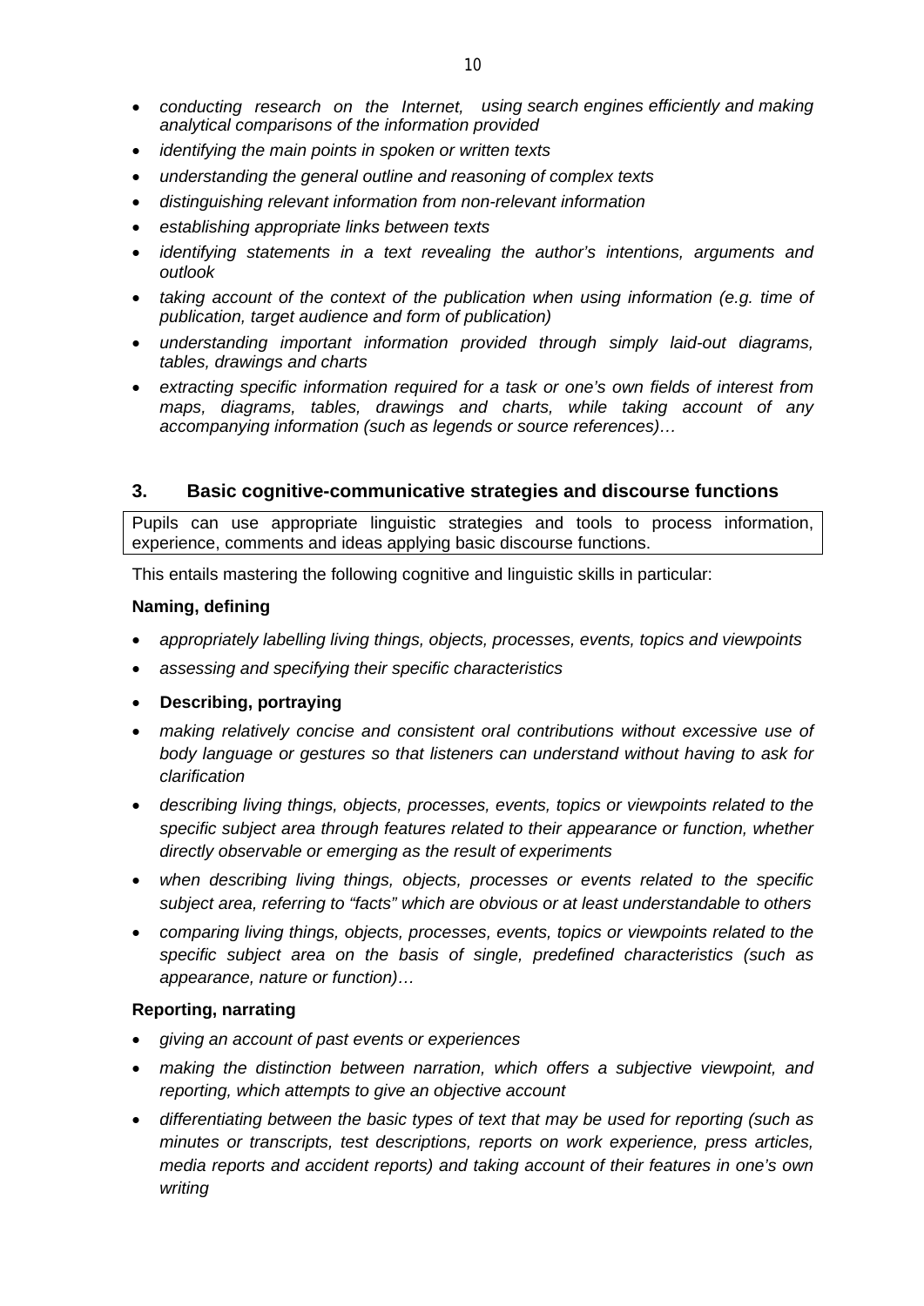- *conducting research on the Internet, using search engines efficiently and making analytical comparisons of the information provided*
- *identifying the main points in spoken or written texts*
- *understanding the general outline and reasoning of complex texts*
- *distinguishing relevant information from non-relevant information*
- *establishing appropriate links between texts*
- *identifying statements in a text revealing the author's intentions, arguments and outlook*
- *taking account of the context of the publication when using information (e.g. time of publication, target audience and form of publication)*
- *understanding important information provided through simply laid-out diagrams, tables, drawings and charts*
- *extracting specific information required for a task or one's own fields of interest from maps, diagrams, tables, drawings and charts, while taking account of any accompanying information (such as legends or source references)…*

## 3. Basic cognitive-communicative strategies and discourse functions

Pupils can use appropriate linguistic strategies and tools to process information, experience, comments and ideas applying basic discourse functions.

This entails mastering the following cognitive and linguistic skills in particular:

**Naming, defining**

- *appropriately labelling living things, objects, processes, events, topics and viewpoints*
- *assessing and specifying their specific characteristics*
- **Describing, portraying**
- *making relatively concise and consistent oral contributions without excessive use of body language or gestures so that listeners can understand without having to ask for clarification*
- *describing living things, objects, processes, events, topics or viewpoints related to the specific subject area through features related to their appearance or function, whether directly observable or emerging as the result of experiments*
- *when describing living things, objects, processes or events related to the specific subject area, referring to "facts" which are obvious or at least understandable to others*
- *comparing living things, objects, processes, events, topics or viewpoints related to the specific subject area on the basis of single, predefined characteristics (such as appearance, nature or function)…*

**Reporting, narrating**

- *giving an account of past events or experiences*
- *making the distinction between narration, which offers a subjective viewpoint, and reporting, which attempts to give an objective account*
- *differentiating between the basic types of text that may be used for reporting (such as minutes or transcripts, test descriptions, reports on work experience, press articles, media reports and accident reports) and taking account of their features in one's own writing*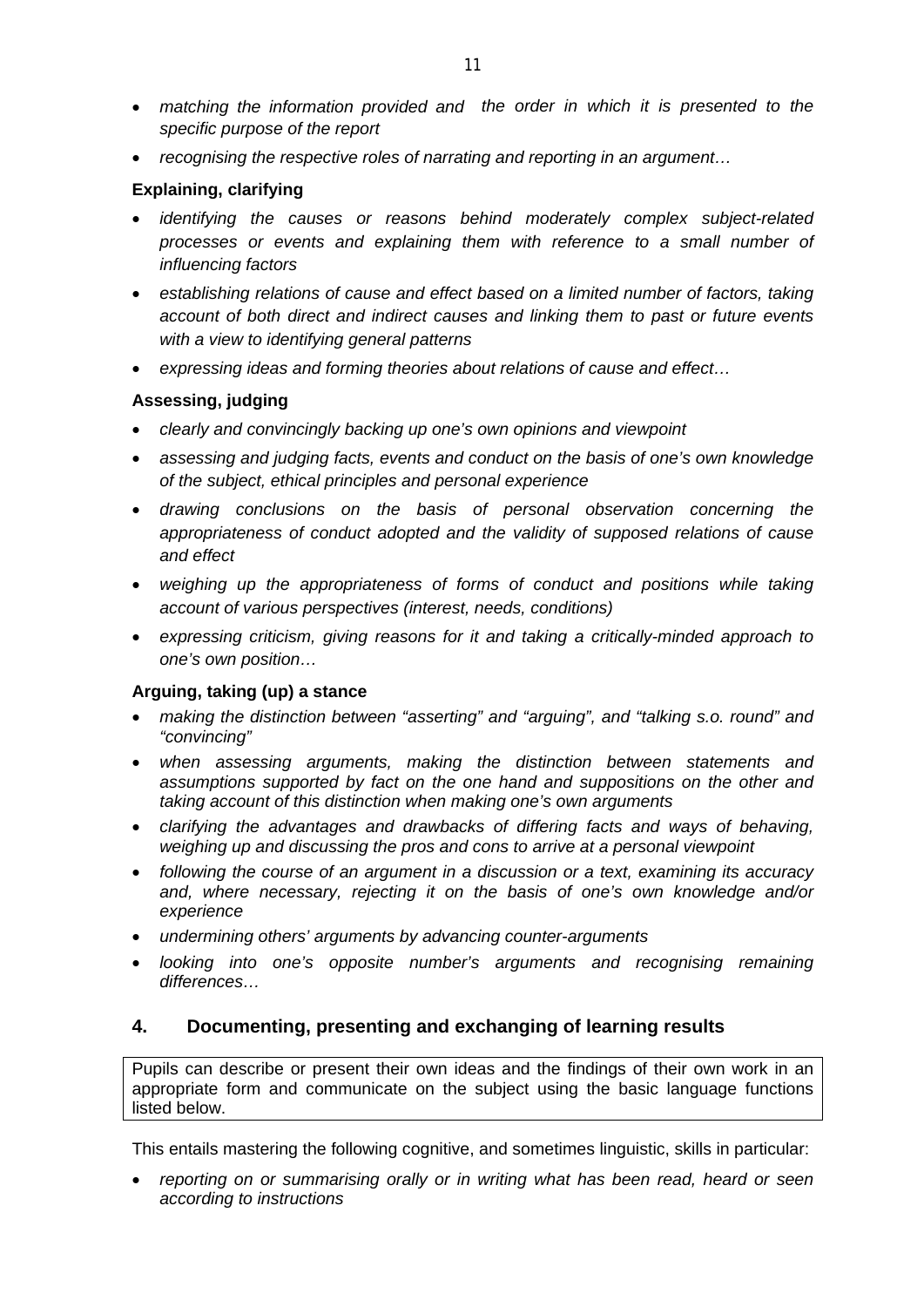- *matching the information provided and the order in which it is presented to the specific purpose of the report*
- *recognising the respective roles of narrating and reporting in an argument…*

**Explaining, clarifying**

- *identifying the causes or reasons behind moderately complex subject-related processes or events and explaining them with reference to a small number of influencing factors*
- *establishing relations of cause and effect based on a limited number of factors, taking account of both direct and indirect causes and linking them to past or future events with a view to identifying general patterns*
- *expressing ideas and forming theories about relations of cause and effect…*

**Assessing, judging**

- *clearly and convincingly backing up one's own opinions and viewpoint*
- *assessing and judging facts, events and conduct on the basis of one's own knowledge of the subject, ethical principles and personal experience*
- *drawing conclusions on the basis of personal observation concerning the appropriateness of conduct adopted and the validity of supposed relations of cause and effect*
- *weighing up the appropriateness of forms of conduct and positions while taking account of various perspectives (interest, needs, conditions)*
- *expressing criticism, giving reasons for it and taking a critically-minded approach to one's own position…*

**Arguing, taking (up) a stance**

- *making the distinction between "asserting" and "arguing", and "talking s.o. round" and "convincing"*
- *when assessing arguments, making the distinction between statements and assumptions supported by fact on the one hand and suppositions on the other and taking account of this distinction when making one's own arguments*
- *clarifying the advantages and drawbacks of differing facts and ways of behaving, weighing up and discussing the pros and cons to arrive at a personal viewpoint*
- *following the course of an argument in a discussion or a text, examining its accuracy and, where necessary, rejecting it on the basis of one's own knowledge and/or experience*
- *undermining others' arguments by advancing counter-arguments*
- *looking into one's opposite number's arguments and recognising remaining differences…*

## 4. Documenting, presenting and exchanging of learning results

Pupils can describe or present their own ideas and the findings of their own work in an appropriate form and communicate on the subject using the basic language functions listed below.

This entails mastering the following cognitive, and sometimes linguistic, skills in particular:

- *reporting on or summarising orally or in writing what has been read, heard or seen according to instructions*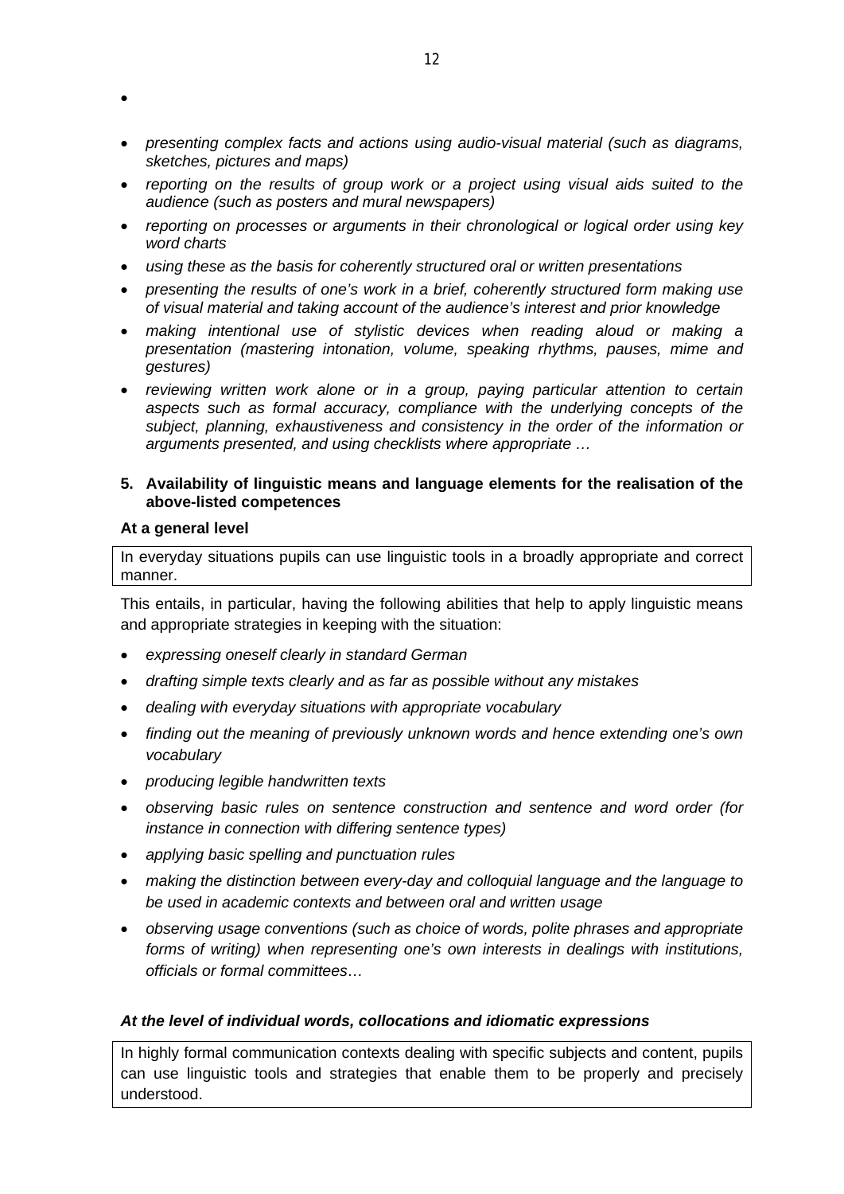- 
- *presenting complex facts and actions using audio-visual material (such as diagrams, sketches, pictures and maps)*
- *reporting on the results of group work or a project using visual aids suited to the audience (such as posters and mural newspapers)*
- *reporting on processes or arguments in their chronological or logical order using key word charts*
- *using these as the basis for coherently structured oral or written presentations*
- *presenting the results of one's work in a brief, coherently structured form making use of visual material and taking account of the audience's interest and prior knowledge*
- *making intentional use of stylistic devices when reading aloud or making a presentation (mastering intonation, volume, speaking rhythms, pauses, mime and gestures)*
- *reviewing written work alone or in a group, paying particular attention to certain aspects such as formal accuracy, compliance with the underlying concepts of the subject, planning, exhaustiveness and consistency in the order of the information or arguments presented, and using checklists where appropriate …*

**5. Availability of linguistic means and language elements for the realisation of the above-listed competences**

**At a general level**

In everyday situations pupils can use linguistic tools in a broadly appropriate and correct manner.

This entails, in particular, having the following abilities that help to apply linguistic means and appropriate strategies in keeping with the situation:

- *expressing oneself clearly in standard German*
- *drafting simple texts clearly and as far as possible without any mistakes*
- *dealing with everyday situations with appropriate vocabulary*
- *finding out the meaning of previously unknown words and hence extending one's own vocabulary*
- *producing legible handwritten texts*
- *observing basic rules on sentence construction and sentence and word order (for instance in connection with differing sentence types)*
- *applying basic spelling and punctuation rules*
- *making the distinction between every-day and colloquial language and the language to be used in academic contexts and between oral and written usage*
- *observing usage conventions (such as choice of words, polite phrases and appropriate forms of writing) when representing one's own interests in dealings with institutions, officials or formal committees…*

***At the level of individual words, collocations and idiomatic expressions***

In highly formal communication contexts dealing with specific subjects and content, pupils can use linguistic tools and strategies that enable them to be properly and precisely understood.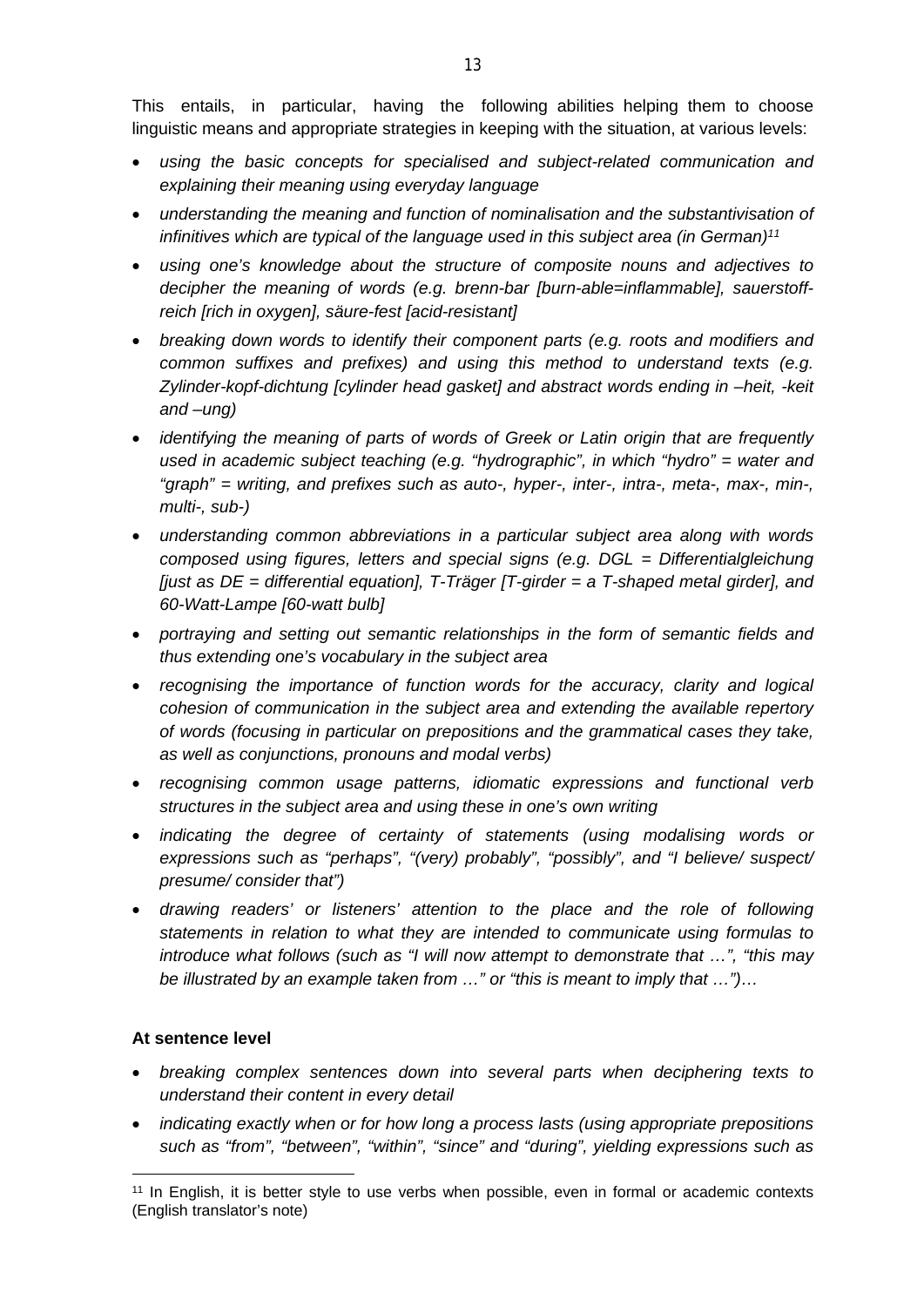This entails, in particular, having the following abilities helping them to choose linguistic means and appropriate strategies in keeping with the situation, at various levels:

- *using the basic concepts for specialised and subject-related communication and explaining their meaning using everyday language*
- *understanding the meaning and function of nominalisation and the substantivisation of infinitives which are typical of the language used in this subject area (in German)*[11]
- *using one's knowledge about the structure of composite nouns and adjectives to decipher the meaning of words (e.g. brenn-bar [burn-able=inflammable], sauerstoff-reich [rich in oxygen], säure-fest [acid-resistant]*
- *breaking down words to identify their component parts (e.g. roots and modifiers and common suffixes and prefixes) and using this method to understand texts (e.g. Zylinder-kopf-dichtung [cylinder head gasket] and abstract words ending in –heit, -keit and –ung)*
- *identifying the meaning of parts of words of Greek or Latin origin that are frequently used in academic subject teaching (e.g. "hydrographic", in which "hydro" = water and "graph" = writing, and prefixes such as auto-, hyper-, inter-, intra-, meta-, max-, min-, multi-, sub-)*
- *understanding common abbreviations in a particular subject area along with words composed using figures, letters and special signs (e.g. DGL = Differentialgleichung [just as DE = differential equation], T-Träger [T-girder = a T-shaped metal girder], and 60-Watt-Lampe [60-watt bulb]*
- *portraying and setting out semantic relationships in the form of semantic fields and thus extending one's vocabulary in the subject area*
- *recognising the importance of function words for the accuracy, clarity and logical cohesion of communication in the subject area and extending the available repertory of words (focusing in particular on prepositions and the grammatical cases they take, as well as conjunctions, pronouns and modal verbs)*
- *recognising common usage patterns, idiomatic expressions and functional verb structures in the subject area and using these in one's own writing*
- *indicating the degree of certainty of statements (using modalising words or expressions such as "perhaps", "(very) probably", "possibly", and "I believe/ suspect/ presume/ consider that")*
- *drawing readers' or listeners' attention to the place and the role of following statements in relation to what they are intended to communicate using formulas to introduce what follows (such as "I will now attempt to demonstrate that …", "this may be illustrated by an example taken from …" or "this is meant to imply that …")…*

**At sentence level**

- *breaking complex sentences down into several parts when deciphering texts to understand their content in every detail*
- *indicating exactly when or for how long a process lasts (using appropriate prepositions such as "from", "between", "within", "since" and "during", yielding expressions such as*

[11] In English, it is better style to use verbs when possible, even in formal or academic contexts (English translator's note)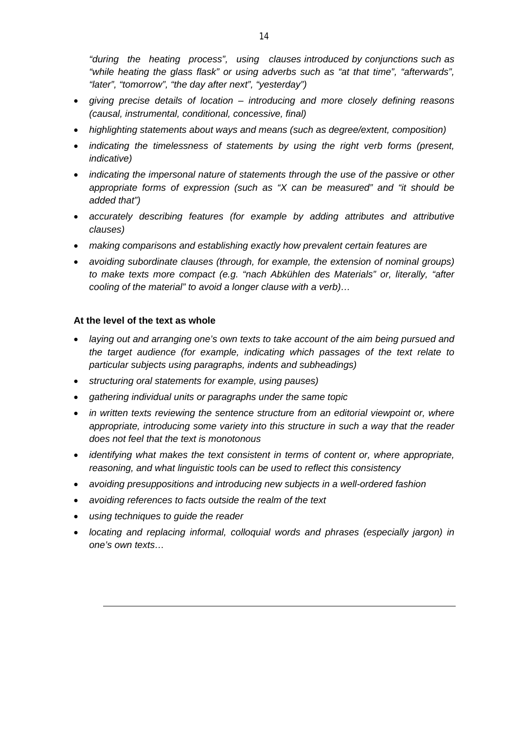*"during the heating process", using clauses introduced by conjunctions such as "while heating the glass flask" or using adverbs such as "at that time", "afterwards", "later", "tomorrow", "the day after next", "yesterday")*

- *giving precise details of location – introducing and more closely defining reasons (causal, instrumental, conditional, concessive, final)*
- *highlighting statements about ways and means (such as degree/extent, composition)*
- *indicating the timelessness of statements by using the right verb forms (present, indicative)*
- *indicating the impersonal nature of statements through the use of the passive or other appropriate forms of expression (such as "X can be measured" and "it should be added that")*
- *accurately describing features (for example by adding attributes and attributive clauses)*
- *making comparisons and establishing exactly how prevalent certain features are*
- *avoiding subordinate clauses (through, for example, the extension of nominal groups) to make texts more compact (e.g. "nach Abkühlen des Materials" or, literally, "after cooling of the material" to avoid a longer clause with a verb)…*

**At the level of the text as whole**

- *laying out and arranging one's own texts to take account of the aim being pursued and the target audience (for example, indicating which passages of the text relate to particular subjects using paragraphs, indents and subheadings)*
- *structuring oral statements for example, using pauses)*
- *gathering individual units or paragraphs under the same topic*
- *in written texts reviewing the sentence structure from an editorial viewpoint or, where appropriate, introducing some variety into this structure in such a way that the reader does not feel that the text is monotonous*
- *identifying what makes the text consistent in terms of content or, where appropriate, reasoning, and what linguistic tools can be used to reflect this consistency*
- *avoiding presuppositions and introducing new subjects in a well-ordered fashion*
- *avoiding references to facts outside the realm of the text*
- *using techniques to guide the reader*
- *locating and replacing informal, colloquial words and phrases (especially jargon) in one's own texts…*